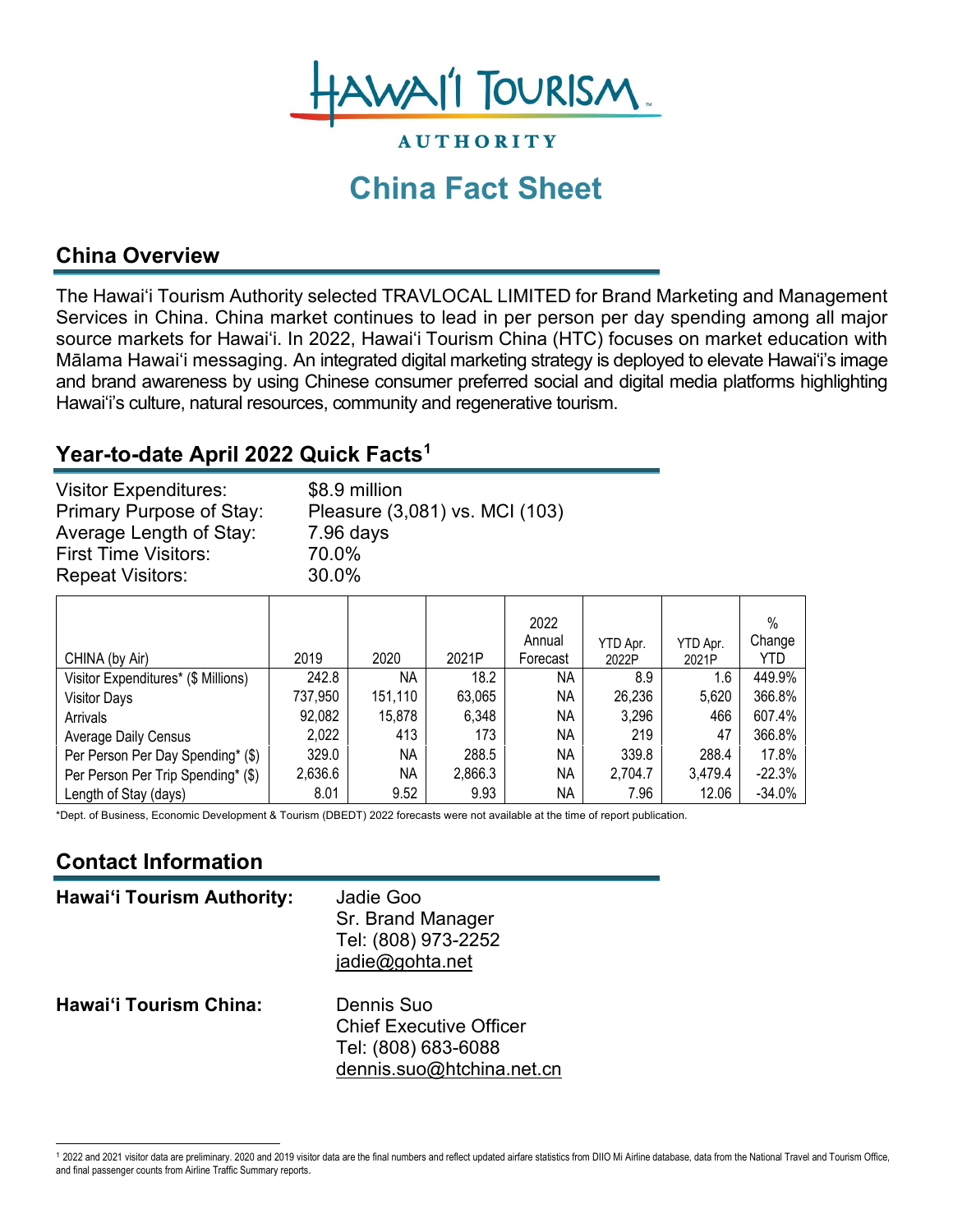# China Fact Sheet

## China Overview

The Hawaiʻi Tourism Authority selected TRAVLOCAL LIMITED for Brand Marketing and Management Services in China. China market continues to lead in per person per day spending among all major source markets for Hawaiʻi. In 2022, Hawaiʻi Tourism China (HTC) focuses on market education with Mālama Hawaiʻi messaging. An integrated digital marketing strategy is deployed to elevate Hawaiʻi's image and brand awareness by using Chinese consumer preferred social and digital media platforms highlighting Hawaiʻi's culture, natural resources, community and regenerative tourism.

## Year-to-date April 2022 Quick Facts[1]

| | |
|---|---|
| Visitor Expenditures: | $8.9 million |
| Primary Purpose of Stay: | Pleasure (3,081) vs. MCI (103) |
| Average Length of Stay: | 7.96 days |
| First Time Visitors: | 70.0% |
| Repeat Visitors: | 30.0% |

| CHINA (by Air) | 2019 | 2020 | 2021P | 2022 Annual Forecast | YTD Apr. 2022P | YTD Apr. 2021P | % Change YTD |
|---|---|---|---|---|---|---|---|
| Visitor Expenditures* ($ Millions) | 242.8 | NA | 18.2 | NA | 8.9 | 1.6 | 449.9% |
| Visitor Days | 737,950 | 151,110 | 63,065 | NA | 26,236 | 5,620 | 366.8% |
| Arrivals | 92,082 | 15,878 | 6,348 | NA | 3,296 | 466 | 607.4% |
| Average Daily Census | 2,022 | 413 | 173 | NA | 219 | 47 | 366.8% |
| Per Person Per Day Spending* ($) | 329.0 | NA | 288.5 | NA | 339.8 | 288.4 | 17.8% |
| Per Person Per Trip Spending* ($) | 2,636.6 | NA | 2,866.3 | NA | 2,704.7 | 3,479.4 | -22.3% |
| Length of Stay (days) | 8.01 | 9.52 | 9.93 | NA | 7.96 | 12.06 | -34.0% |

*Dept. of Business, Economic Development & Tourism (DBEDT) 2022 forecasts were not available at the time of report publication.

## Contact Information

**Hawaiʻi Tourism Authority:**
Jadie Goo
Sr. Brand Manager
Tel: (808) 973-2252
jadie@gohta.net

**Hawaiʻi Tourism China:**
Dennis Suo
Chief Executive Officer
Tel: (808) 683-6088
dennis.suo@htchina.net.cn

[1] 2022 and 2021 visitor data are preliminary. 2020 and 2019 visitor data are the final numbers and reflect updated airfare statistics from DIIO Mi Airline database, data from the National Travel and Tourism Office, and final passenger counts from Airline Traffic Summary reports.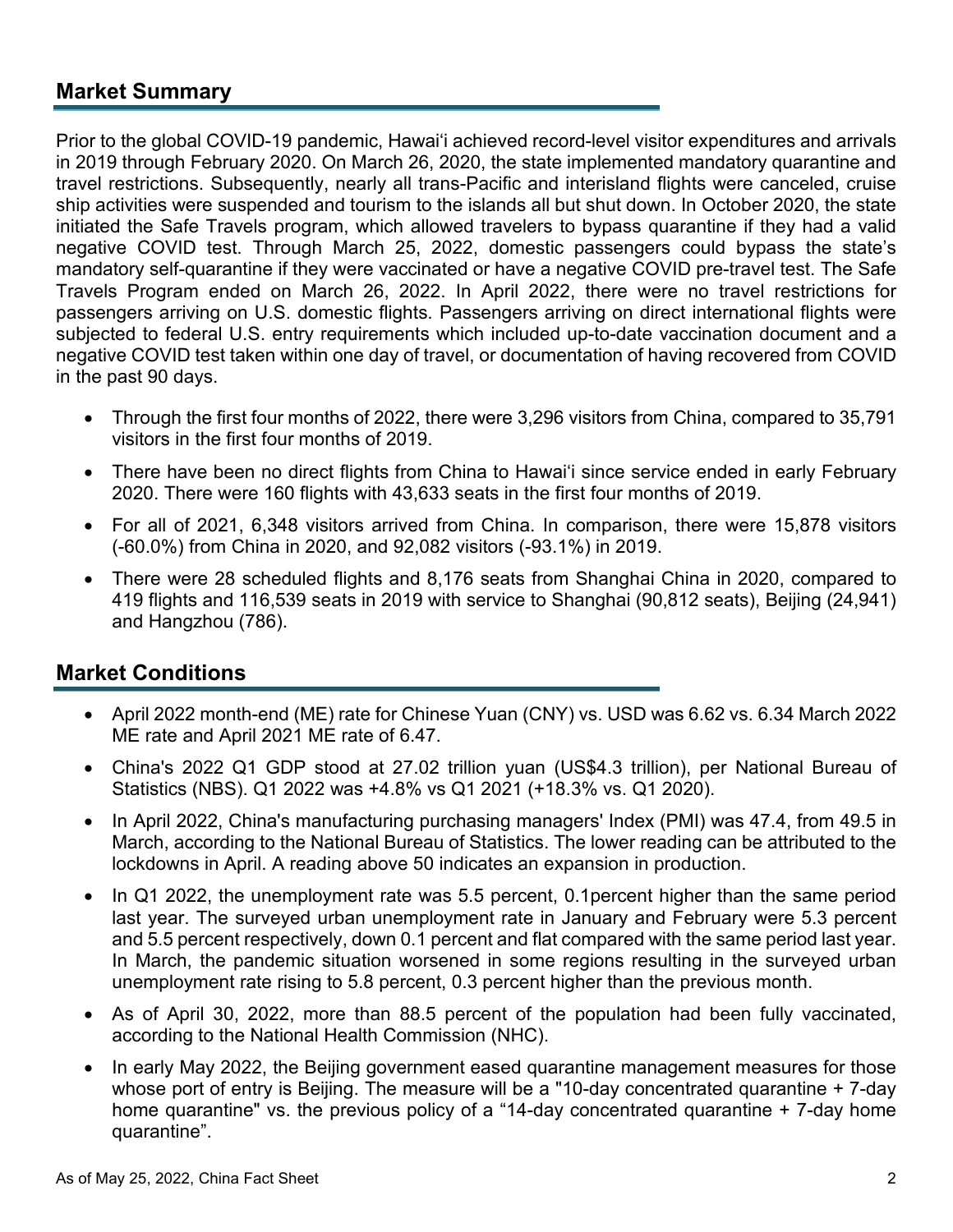## Market Summary

Prior to the global COVID-19 pandemic, Hawai‘i achieved record-level visitor expenditures and arrivals in 2019 through February 2020. On March 26, 2020, the state implemented mandatory quarantine and travel restrictions. Subsequently, nearly all trans-Pacific and interisland flights were canceled, cruise ship activities were suspended and tourism to the islands all but shut down. In October 2020, the state initiated the Safe Travels program, which allowed travelers to bypass quarantine if they had a valid negative COVID test. Through March 25, 2022, domestic passengers could bypass the state's mandatory self-quarantine if they were vaccinated or have a negative COVID pre-travel test. The Safe Travels Program ended on March 26, 2022. In April 2022, there were no travel restrictions for passengers arriving on U.S. domestic flights. Passengers arriving on direct international flights were subjected to federal U.S. entry requirements which included up-to-date vaccination document and a negative COVID test taken within one day of travel, or documentation of having recovered from COVID in the past 90 days.

- Through the first four months of 2022, there were 3,296 visitors from China, compared to 35,791 visitors in the first four months of 2019.
- There have been no direct flights from China to Hawai‘i since service ended in early February 2020. There were 160 flights with 43,633 seats in the first four months of 2019.
- For all of 2021, 6,348 visitors arrived from China. In comparison, there were 15,878 visitors (-60.0%) from China in 2020, and 92,082 visitors (-93.1%) in 2019.
- There were 28 scheduled flights and 8,176 seats from Shanghai China in 2020, compared to 419 flights and 116,539 seats in 2019 with service to Shanghai (90,812 seats), Beijing (24,941) and Hangzhou (786).

## Market Conditions

- April 2022 month-end (ME) rate for Chinese Yuan (CNY) vs. USD was 6.62 vs. 6.34 March 2022 ME rate and April 2021 ME rate of 6.47.
- China's 2022 Q1 GDP stood at 27.02 trillion yuan (US$4.3 trillion), per National Bureau of Statistics (NBS). Q1 2022 was +4.8% vs Q1 2021 (+18.3% vs. Q1 2020).
- In April 2022, China's manufacturing purchasing managers' Index (PMI) was 47.4, from 49.5 in March, according to the National Bureau of Statistics. The lower reading can be attributed to the lockdowns in April. A reading above 50 indicates an expansion in production.
- In Q1 2022, the unemployment rate was 5.5 percent, 0.1percent higher than the same period last year. The surveyed urban unemployment rate in January and February were 5.3 percent and 5.5 percent respectively, down 0.1 percent and flat compared with the same period last year. In March, the pandemic situation worsened in some regions resulting in the surveyed urban unemployment rate rising to 5.8 percent, 0.3 percent higher than the previous month.
- As of April 30, 2022, more than 88.5 percent of the population had been fully vaccinated, according to the National Health Commission (NHC).
- In early May 2022, the Beijing government eased quarantine management measures for those whose port of entry is Beijing. The measure will be a "10-day concentrated quarantine + 7-day home quarantine" vs. the previous policy of a "14-day concentrated quarantine + 7-day home quarantine".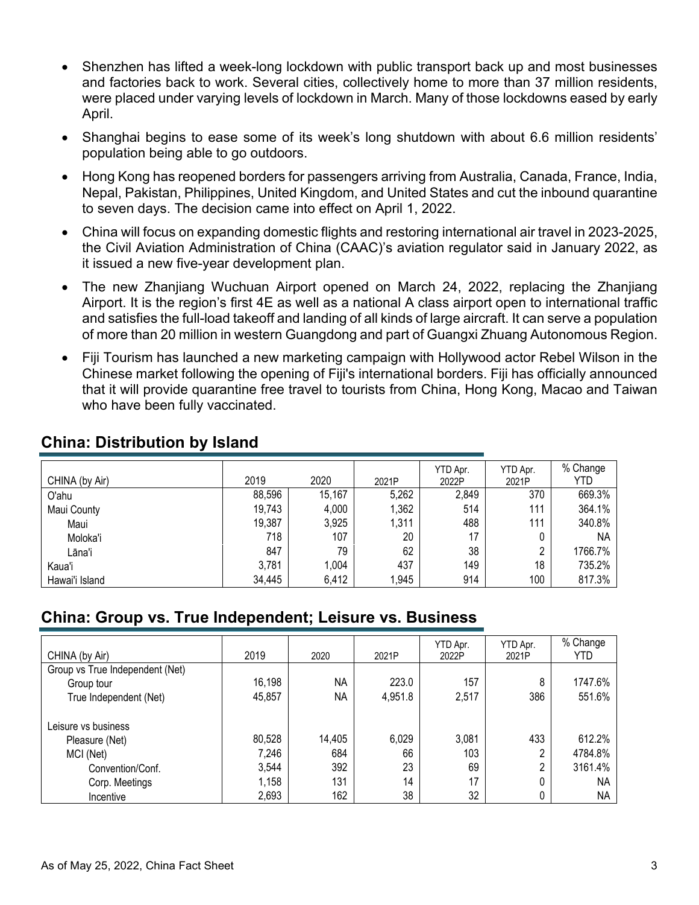- Shenzhen has lifted a week-long lockdown with public transport back up and most businesses and factories back to work. Several cities, collectively home to more than 37 million residents, were placed under varying levels of lockdown in March. Many of those lockdowns eased by early April.
- Shanghai begins to ease some of its week's long shutdown with about 6.6 million residents' population being able to go outdoors.
- Hong Kong has reopened borders for passengers arriving from Australia, Canada, France, India, Nepal, Pakistan, Philippines, United Kingdom, and United States and cut the inbound quarantine to seven days. The decision came into effect on April 1, 2022.
- China will focus on expanding domestic flights and restoring international air travel in 2023-2025, the Civil Aviation Administration of China (CAAC)'s aviation regulator said in January 2022, as it issued a new five-year development plan.
- The new Zhanjiang Wuchuan Airport opened on March 24, 2022, replacing the Zhanjiang Airport. It is the region's first 4E as well as a national A class airport open to international traffic and satisfies the full-load takeoff and landing of all kinds of large aircraft. It can serve a population of more than 20 million in western Guangdong and part of Guangxi Zhuang Autonomous Region.
- Fiji Tourism has launched a new marketing campaign with Hollywood actor Rebel Wilson in the Chinese market following the opening of Fiji's international borders. Fiji has officially announced that it will provide quarantine free travel to tourists from China, Hong Kong, Macao and Taiwan who have been fully vaccinated.

## China: Distribution by Island

| CHINA (by Air) | 2019 | 2020 | 2021P | YTD Apr. 2022P | YTD Apr. 2021P | % Change YTD |
|---|---|---|---|---|---|---|
| O'ahu | 88,596 | 15,167 | 5,262 | 2,849 | 370 | 669.3% |
| Maui County | 19,743 | 4,000 | 1,362 | 514 | 111 | 364.1% |
| Maui | 19,387 | 3,925 | 1,311 | 488 | 111 | 340.8% |
| Moloka'i | 718 | 107 | 20 | 17 | 0 | NA |
| Lāna'i | 847 | 79 | 62 | 38 | 2 | 1766.7% |
| Kaua'i | 3,781 | 1,004 | 437 | 149 | 18 | 735.2% |
| Hawai'i Island | 34,445 | 6,412 | 1,945 | 914 | 100 | 817.3% |

## China: Group vs. True Independent; Leisure vs. Business

| CHINA (by Air) | 2019 | 2020 | 2021P | YTD Apr. 2022P | YTD Apr. 2021P | % Change YTD |
|---|---|---|---|---|---|---|
| Group vs True Independent (Net) | | | | | | |
| Group tour | 16,198 | NA | 223.0 | 157 | 8 | 1747.6% |
| True Independent (Net) | 45,857 | NA | 4,951.8 | 2,517 | 386 | 551.6% |
| | | | | | | |
| Leisure vs business | | | | | | |
| Pleasure (Net) | 80,528 | 14,405 | 6,029 | 3,081 | 433 | 612.2% |
| MCI (Net) | 7,246 | 684 | 66 | 103 | 2 | 4784.8% |
| Convention/Conf. | 3,544 | 392 | 23 | 69 | 2 | 3161.4% |
| Corp. Meetings | 1,158 | 131 | 14 | 17 | 0 | NA |
| Incentive | 2,693 | 162 | 38 | 32 | 0 | NA |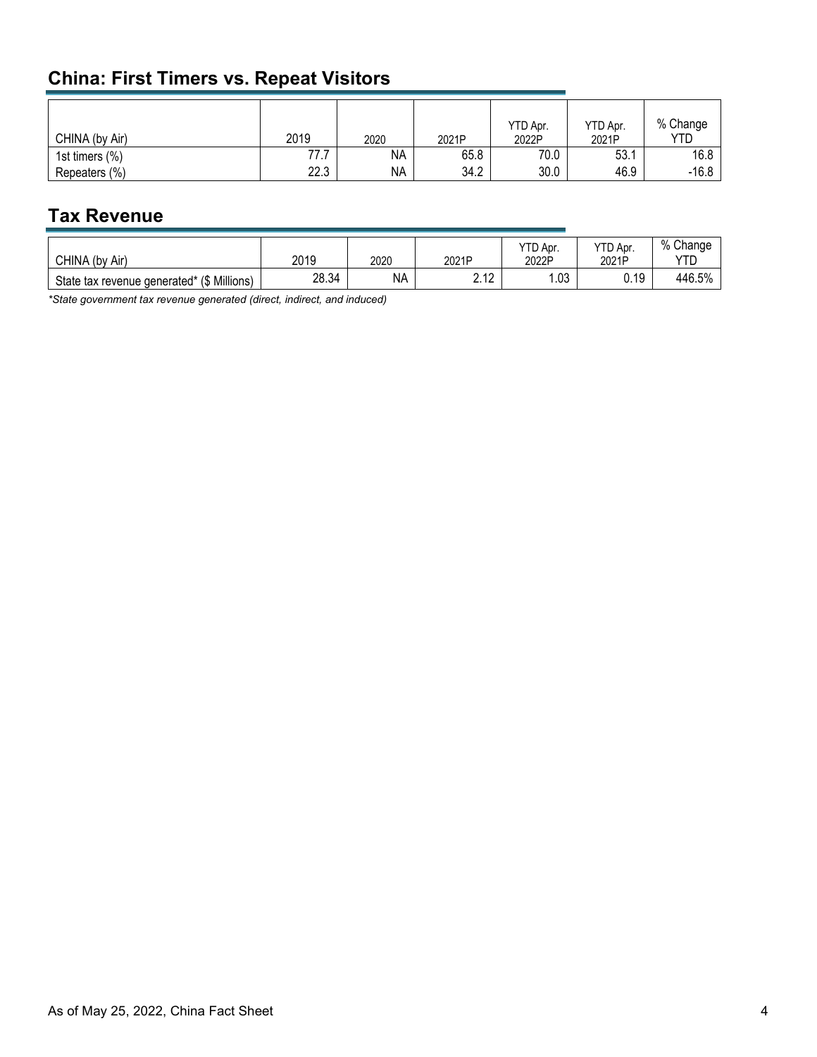## China: First Timers vs. Repeat Visitors

| CHINA (by Air) | 2019 | 2020 | 2021P | YTD Apr. 2022P | YTD Apr. 2021P | % Change YTD |
|---|---|---|---|---|---|---|
| 1st timers (%) | 77.7 | NA | 65.8 | 70.0 | 53.1 | 16.8 |
| Repeaters (%) | 22.3 | NA | 34.2 | 30.0 | 46.9 | -16.8 |

## Tax Revenue

| CHINA (by Air) | 2019 | 2020 | 2021P | YTD Apr. 2022P | YTD Apr. 2021P | % Change YTD |
|---|---|---|---|---|---|---|
| State tax revenue generated* ($ Millions) | 28.34 | NA | 2.12 | 1.03 | 0.19 | 446.5% |

*\*State government tax revenue generated (direct, indirect, and induced)*